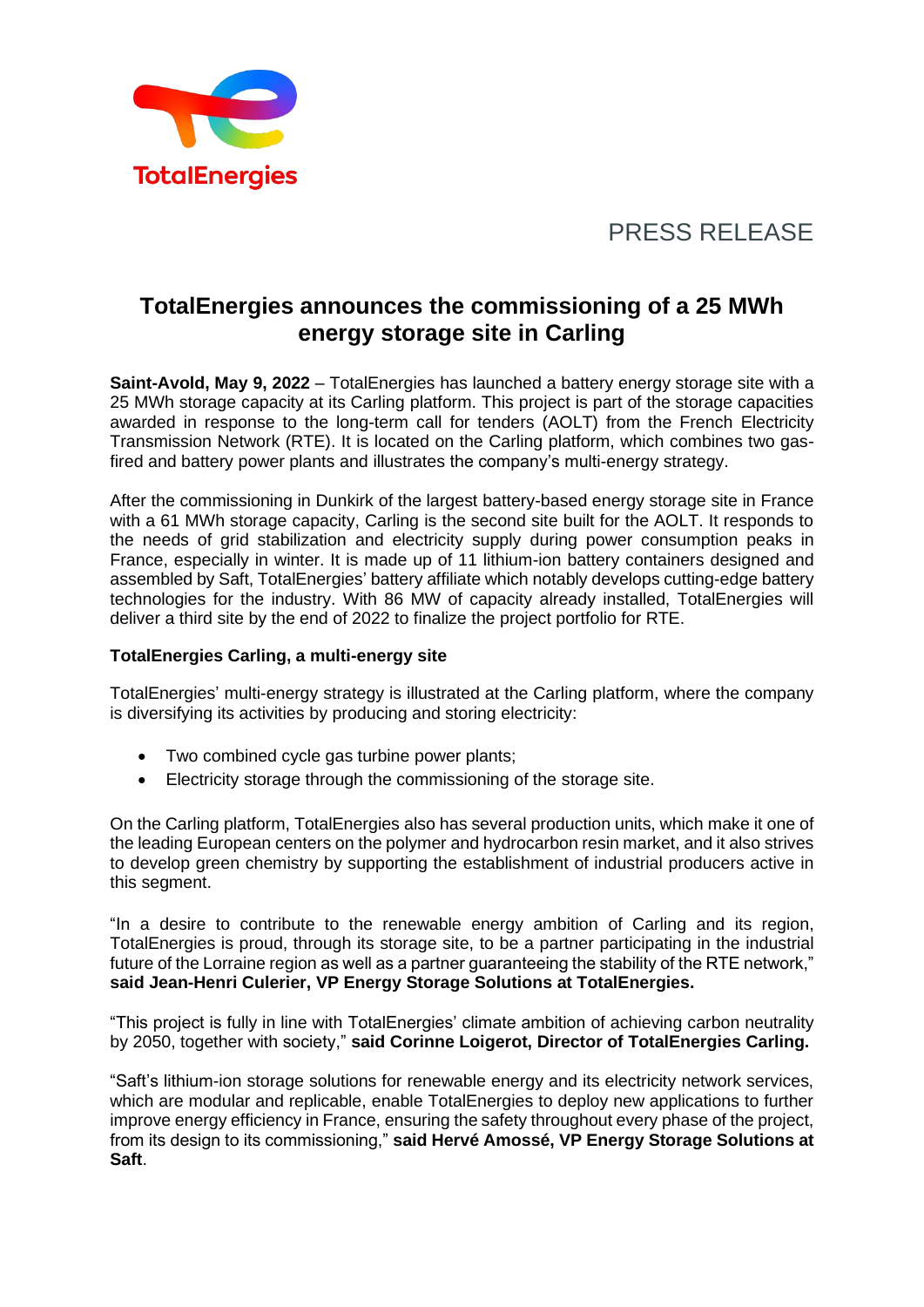TotalEnergies

PRESS RELEASE

# TotalEnergies announces the commissioning of a 25 MWh energy storage site in Carling

**Saint-Avold, May 9, 2022** – TotalEnergies has launched a battery energy storage site with a 25 MWh storage capacity at its Carling platform. This project is part of the storage capacities awarded in response to the long-term call for tenders (AOLT) from the French Electricity Transmission Network (RTE). It is located on the Carling platform, which combines two gas-fired and battery power plants and illustrates the company's multi-energy strategy.

After the commissioning in Dunkirk of the largest battery-based energy storage site in France with a 61 MWh storage capacity, Carling is the second site built for the AOLT. It responds to the needs of grid stabilization and electricity supply during power consumption peaks in France, especially in winter. It is made up of 11 lithium-ion battery containers designed and assembled by Saft, TotalEnergies' battery affiliate which notably develops cutting-edge battery technologies for the industry. With 86 MW of capacity already installed, TotalEnergies will deliver a third site by the end of 2022 to finalize the project portfolio for RTE.

### TotalEnergies Carling, a multi-energy site

TotalEnergies' multi-energy strategy is illustrated at the Carling platform, where the company is diversifying its activities by producing and storing electricity:

- Two combined cycle gas turbine power plants;
- Electricity storage through the commissioning of the storage site.

On the Carling platform, TotalEnergies also has several production units, which make it one of the leading European centers on the polymer and hydrocarbon resin market, and it also strives to develop green chemistry by supporting the establishment of industrial producers active in this segment.

"In a desire to contribute to the renewable energy ambition of Carling and its region, TotalEnergies is proud, through its storage site, to be a partner participating in the industrial future of the Lorraine region as well as a partner guaranteeing the stability of the RTE network," **said Jean-Henri Culerier, VP Energy Storage Solutions at TotalEnergies.**

"This project is fully in line with TotalEnergies' climate ambition of achieving carbon neutrality by 2050, together with society," **said Corinne Loigerot, Director of TotalEnergies Carling.**

"Saft's lithium-ion storage solutions for renewable energy and its electricity network services, which are modular and replicable, enable TotalEnergies to deploy new applications to further improve energy efficiency in France, ensuring the safety throughout every phase of the project, from its design to its commissioning," **said Hervé Amossé, VP Energy Storage Solutions at Saft**.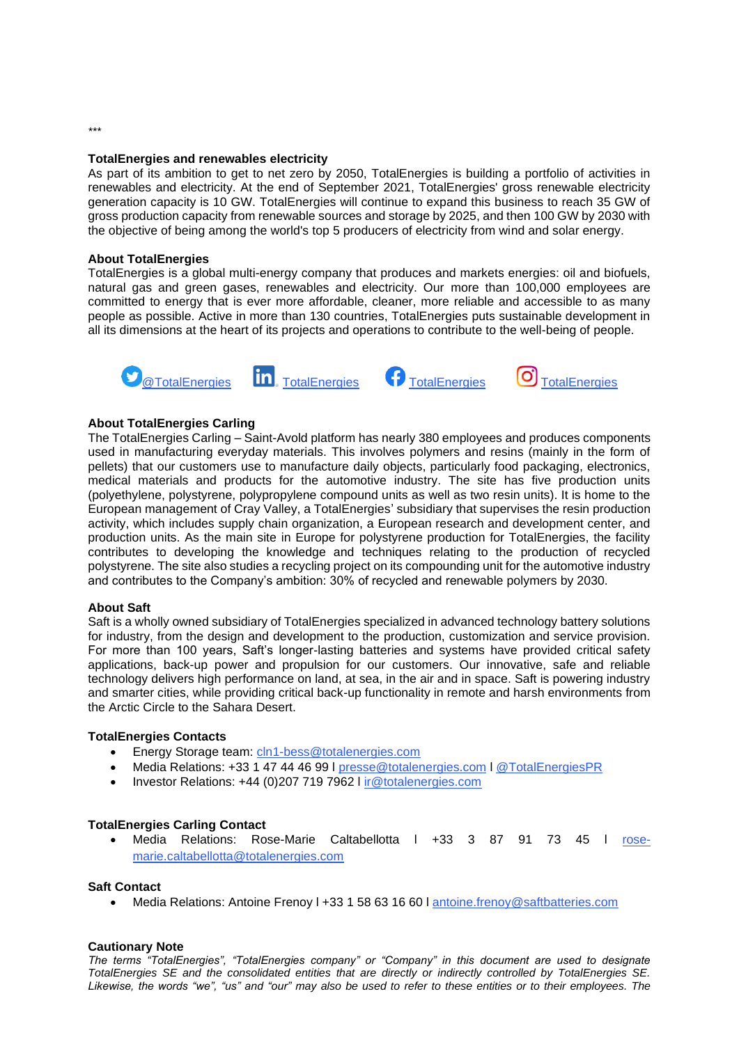***

**TotalEnergies and renewables electricity**
As part of its ambition to get to net zero by 2050, TotalEnergies is building a portfolio of activities in renewables and electricity. At the end of September 2021, TotalEnergies' gross renewable electricity generation capacity is 10 GW. TotalEnergies will continue to expand this business to reach 35 GW of gross production capacity from renewable sources and storage by 2025, and then 100 GW by 2030 with the objective of being among the world's top 5 producers of electricity from wind and solar energy.

**About TotalEnergies**
TotalEnergies is a global multi-energy company that produces and markets energies: oil and biofuels, natural gas and green gases, renewables and electricity. Our more than 100,000 employees are committed to energy that is ever more affordable, cleaner, more reliable and accessible to as many people as possible. Active in more than 130 countries, TotalEnergies puts sustainable development in all its dimensions at the heart of its projects and operations to contribute to the well-being of people.

@TotalEnergies TotalEnergies TotalEnergies TotalEnergies

**About TotalEnergies Carling**
The TotalEnergies Carling – Saint-Avold platform has nearly 380 employees and produces components used in manufacturing everyday materials. This involves polymers and resins (mainly in the form of pellets) that our customers use to manufacture daily objects, particularly food packaging, electronics, medical materials and products for the automotive industry. The site has five production units (polyethylene, polystyrene, polypropylene compound units as well as two resin units). It is home to the European management of Cray Valley, a TotalEnergies' subsidiary that supervises the resin production activity, which includes supply chain organization, a European research and development center, and production units. As the main site in Europe for polystyrene production for TotalEnergies, the facility contributes to developing the knowledge and techniques relating to the production of recycled polystyrene. The site also studies a recycling project on its compounding unit for the automotive industry and contributes to the Company's ambition: 30% of recycled and renewable polymers by 2030.

**About Saft**
Saft is a wholly owned subsidiary of TotalEnergies specialized in advanced technology battery solutions for industry, from the design and development to the production, customization and service provision. For more than 100 years, Saft's longer-lasting batteries and systems have provided critical safety applications, back-up power and propulsion for our customers. Our innovative, safe and reliable technology delivers high performance on land, at sea, in the air and in space. Saft is powering industry and smarter cities, while providing critical back-up functionality in remote and harsh environments from the Arctic Circle to the Sahara Desert.

**TotalEnergies Contacts**

- Energy Storage team: cln1-bess@totalenergies.com
- Media Relations: +33 1 47 44 46 99 l presse@totalenergies.com l @TotalEnergiesPR
- Investor Relations: +44 (0)207 719 7962 l ir@totalenergies.com

**TotalEnergies Carling Contact**

- Media Relations: Rose-Marie Caltabellotta l +33 3 87 91 73 45 l rose-marie.caltabellotta@totalenergies.com

**Saft Contact**

- Media Relations: Antoine Frenoy l +33 1 58 63 16 60 l antoine.frenoy@saftbatteries.com

**Cautionary Note**
*The terms "TotalEnergies", "TotalEnergies company" or "Company" in this document are used to designate TotalEnergies SE and the consolidated entities that are directly or indirectly controlled by TotalEnergies SE. Likewise, the words "we", "us" and "our" may also be used to refer to these entities or to their employees. The*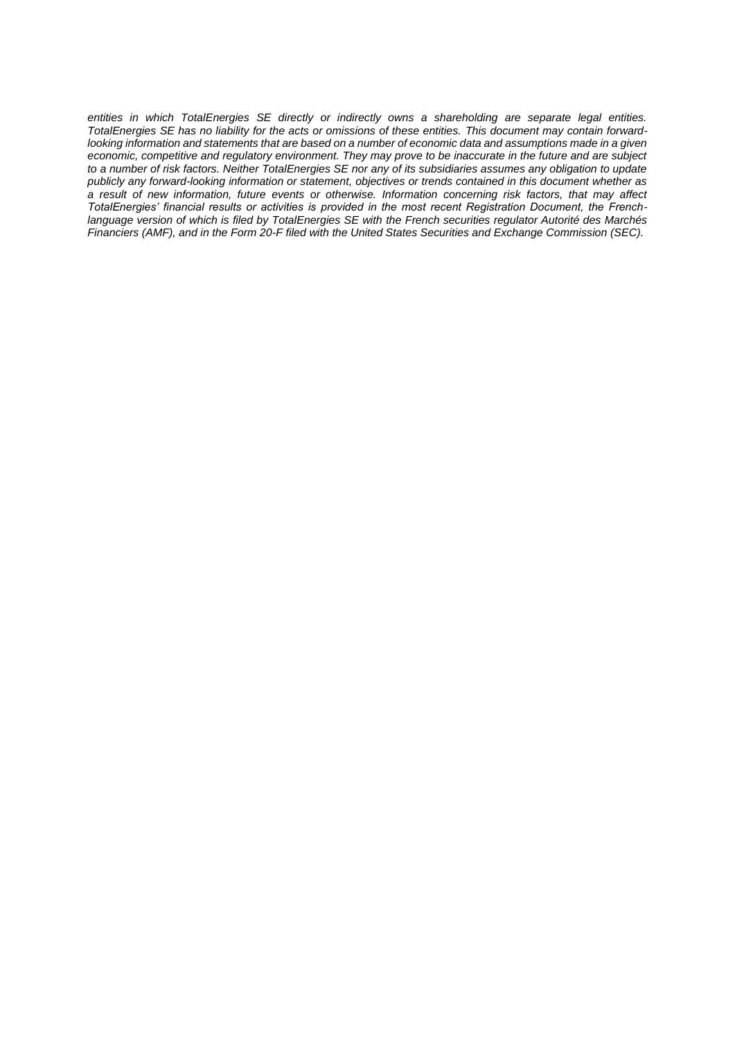*entities in which TotalEnergies SE directly or indirectly owns a shareholding are separate legal entities. TotalEnergies SE has no liability for the acts or omissions of these entities. This document may contain forward-looking information and statements that are based on a number of economic data and assumptions made in a given economic, competitive and regulatory environment. They may prove to be inaccurate in the future and are subject to a number of risk factors. Neither TotalEnergies SE nor any of its subsidiaries assumes any obligation to update publicly any forward-looking information or statement, objectives or trends contained in this document whether as a result of new information, future events or otherwise. Information concerning risk factors, that may affect TotalEnergies' financial results or activities is provided in the most recent Registration Document, the French-language version of which is filed by TotalEnergies SE with the French securities regulator Autorité des Marchés Financiers (AMF), and in the Form 20-F filed with the United States Securities and Exchange Commission (SEC).*